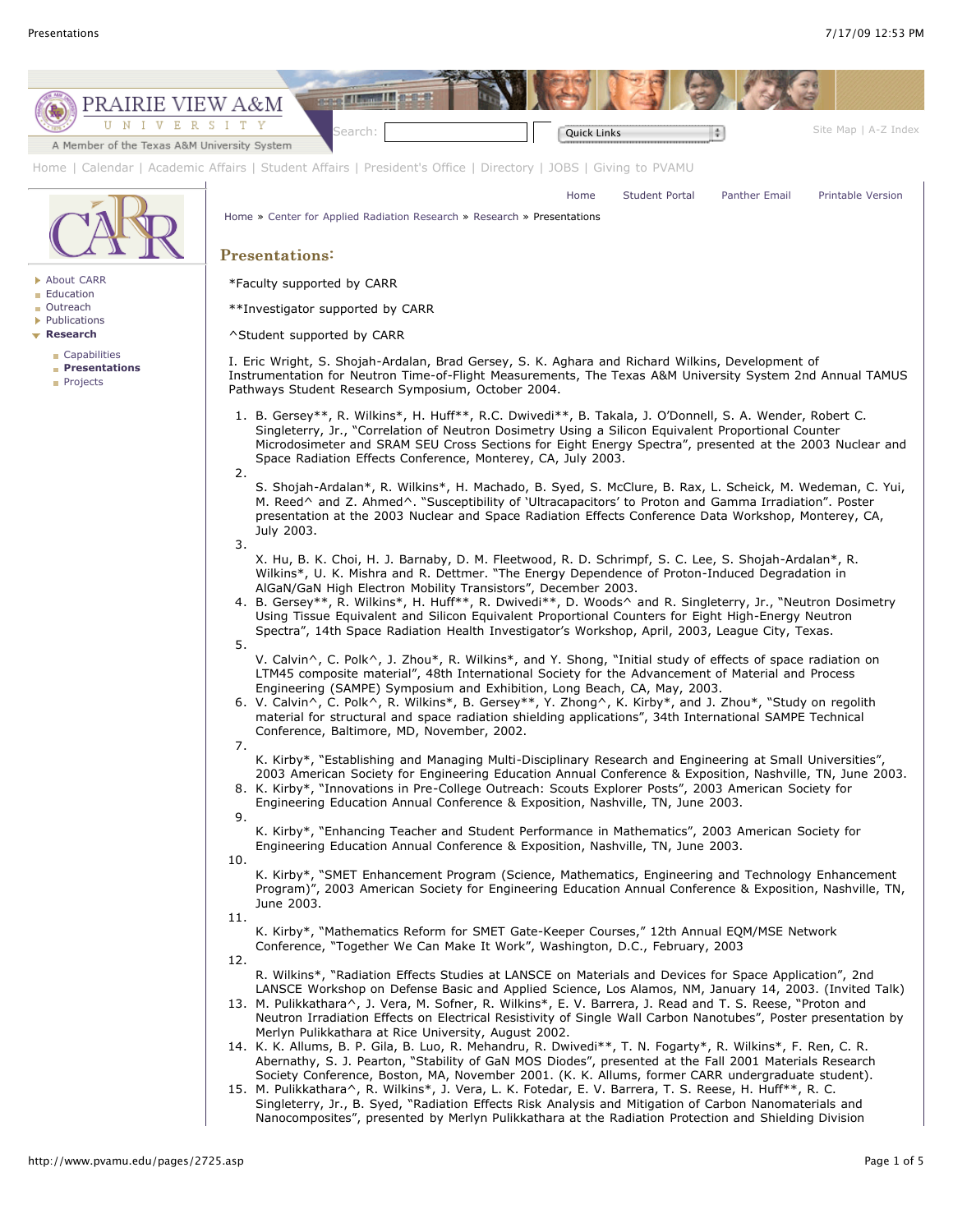# Presentations:

*Faculty supported by CARR

**Investigator supported by CARR

^Student supported by CARR

I. Eric Wright, S. Shojah-Ardalan, Brad Gersey, S. K. Aghara and Richard Wilkins, Development of Instrumentation for Neutron Time-of-Flight Measurements, The Texas A&M University System 2nd Annual TAMUS Pathways Student Research Symposium, October 2004.

1. B. Gersey**, R. Wilkins*, H. Huff**, R.C. Dwivedi**, B. Takala, J. O'Donnell, S. A. Wender, Robert C. Singleterry, Jr., "Correlation of Neutron Dosimetry Using a Silicon Equivalent Proportional Counter Microdosimeter and SRAM SEU Cross Sections for Eight Energy Spectra", presented at the 2003 Nuclear and Space Radiation Effects Conference, Monterey, CA, July 2003.
2. S. Shojah-Ardalan*, R. Wilkins*, H. Machado, B. Syed, S. McClure, B. Rax, L. Scheick, M. Wedeman, C. Yui, M. Reed^ and Z. Ahmed^. "Susceptibility of 'Ultracapacitors' to Proton and Gamma Irradiation". Poster presentation at the 2003 Nuclear and Space Radiation Effects Conference Data Workshop, Monterey, CA, July 2003.
3. X. Hu, B. K. Choi, H. J. Barnaby, D. M. Fleetwood, R. D. Schrimpf, S. C. Lee, S. Shojah-Ardalan*, R. Wilkins*, U. K. Mishra and R. Dettmer. "The Energy Dependence of Proton-Induced Degradation in AlGaN/GaN High Electron Mobility Transistors", December 2003.
4. B. Gersey**, R. Wilkins*, H. Huff**, R. Dwivedi**, D. Woods^ and R. Singleterry, Jr., "Neutron Dosimetry Using Tissue Equivalent and Silicon Equivalent Proportional Counters for Eight High-Energy Neutron Spectra", 14th Space Radiation Health Investigator's Workshop, April, 2003, League City, Texas.
5. V. Calvin^, C. Polk^, J. Zhou*, R. Wilkins*, and Y. Shong, "Initial study of effects of space radiation on LTM45 composite material", 48th International Society for the Advancement of Material and Process Engineering (SAMPE) Symposium and Exhibition, Long Beach, CA, May, 2003.
6. V. Calvin^, C. Polk^, R. Wilkins*, B. Gersey**, Y. Zhong^, K. Kirby*, and J. Zhou*, "Study on regolith material for structural and space radiation shielding applications", 34th International SAMPE Technical Conference, Baltimore, MD, November, 2002.
7. K. Kirby*, "Establishing and Managing Multi-Disciplinary Research and Engineering at Small Universities", 2003 American Society for Engineering Education Annual Conference & Exposition, Nashville, TN, June 2003.
8. K. Kirby*, "Innovations in Pre-College Outreach: Scouts Explorer Posts", 2003 American Society for Engineering Education Annual Conference & Exposition, Nashville, TN, June 2003.
9. K. Kirby*, "Enhancing Teacher and Student Performance in Mathematics", 2003 American Society for Engineering Education Annual Conference & Exposition, Nashville, TN, June 2003.
10. K. Kirby*, "SMET Enhancement Program (Science, Mathematics, Engineering and Technology Enhancement Program)", 2003 American Society for Engineering Education Annual Conference & Exposition, Nashville, TN, June 2003.
11. K. Kirby*, "Mathematics Reform for SMET Gate-Keeper Courses," 12th Annual EQM/MSE Network Conference, "Together We Can Make It Work", Washington, D.C., February, 2003
12. R. Wilkins*, "Radiation Effects Studies at LANSCE on Materials and Devices for Space Application", 2nd LANSCE Workshop on Defense Basic and Applied Science, Los Alamos, NM, January 14, 2003. (Invited Talk)
13. M. Pulikkathara^, J. Vera, M. Sofner, R. Wilkins*, E. V. Barrera, J. Read and T. S. Reese, "Proton and Neutron Irradiation Effects on Electrical Resistivity of Single Wall Carbon Nanotubes", Poster presentation by Merlyn Pulikkathara at Rice University, August 2002.
14. K. K. Allums, B. P. Gila, B. Luo, R. Mehandru, R. Dwivedi**, T. N. Fogarty*, R. Wilkins*, F. Ren, C. R. Abernathy, S. J. Pearton, "Stability of GaN MOS Diodes", presented at the Fall 2001 Materials Research Society Conference, Boston, MA, November 2001. (K. K. Allums, former CARR undergraduate student).
15. M. Pulikkathara^, R. Wilkins*, J. Vera, L. K. Fotedar, E. V. Barrera, T. S. Reese, H. Huff**, R. C. Singleterry, Jr., B. Syed, "Radiation Effects Risk Analysis and Mitigation of Carbon Nanomaterials and Nanocomposites", presented by Merlyn Pulikkathara at the Radiation Protection and Shielding Division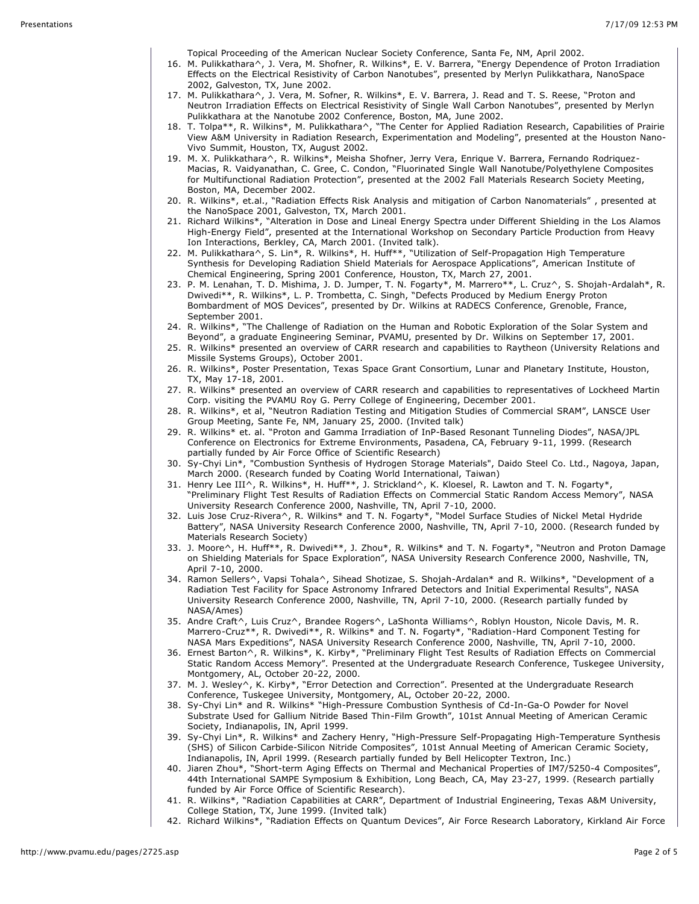Topical Proceeding of the American Nuclear Society Conference, Santa Fe, NM, April 2002.

16. M. Pulikkathara^, J. Vera, M. Shofner, R. Wilkins*, E. V. Barrera, "Energy Dependence of Proton Irradiation Effects on the Electrical Resistivity of Carbon Nanotubes", presented by Merlyn Pulikkathara, NanoSpace 2002, Galveston, TX, June 2002.
17. M. Pulikkathara^, J. Vera, M. Sofner, R. Wilkins*, E. V. Barrera, J. Read and T. S. Reese, "Proton and Neutron Irradiation Effects on Electrical Resistivity of Single Wall Carbon Nanotubes", presented by Merlyn Pulikkathara at the Nanotube 2002 Conference, Boston, MA, June 2002.
18. T. Tolpa**, R. Wilkins*, M. Pulikkathara^, "The Center for Applied Radiation Research, Capabilities of Prairie View A&M University in Radiation Research, Experimentation and Modeling", presented at the Houston Nano-Vivo Summit, Houston, TX, August 2002.
19. M. X. Pulikkathara^, R. Wilkins*, Meisha Shofner, Jerry Vera, Enrique V. Barrera, Fernando Rodriquez-Macias, R. Vaidyanathan, C. Gree, C. Condon, "Fluorinated Single Wall Nanotube/Polyethylene Composites for Multifunctional Radiation Protection", presented at the 2002 Fall Materials Research Society Meeting, Boston, MA, December 2002.
20. R. Wilkins*, et.al., "Radiation Effects Risk Analysis and mitigation of Carbon Nanomaterials" , presented at the NanoSpace 2001, Galveston, TX, March 2001.
21. Richard Wilkins*, "Alteration in Dose and Lineal Energy Spectra under Different Shielding in the Los Alamos High-Energy Field", presented at the International Workshop on Secondary Particle Production from Heavy Ion Interactions, Berkley, CA, March 2001. (Invited talk).
22. M. Pulikkathara^, S. Lin*, R. Wilkins*, H. Huff**, "Utilization of Self-Propagation High Temperature Synthesis for Developing Radiation Shield Materials for Aerospace Applications", American Institute of Chemical Engineering, Spring 2001 Conference, Houston, TX, March 27, 2001.
23. P. M. Lenahan, T. D. Mishima, J. D. Jumper, T. N. Fogarty*, M. Marrero**, L. Cruz^, S. Shojah-Ardalah*, R. Dwivedi**, R. Wilkins*, L. P. Trombetta, C. Singh, "Defects Produced by Medium Energy Proton Bombardment of MOS Devices", presented by Dr. Wilkins at RADECS Conference, Grenoble, France, September 2001.
24. R. Wilkins*, "The Challenge of Radiation on the Human and Robotic Exploration of the Solar System and Beyond", a graduate Engineering Seminar, PVAMU, presented by Dr. Wilkins on September 17, 2001.
25. R. Wilkins* presented an overview of CARR research and capabilities to Raytheon (University Relations and Missile Systems Groups), October 2001.
26. R. Wilkins*, Poster Presentation, Texas Space Grant Consortium, Lunar and Planetary Institute, Houston, TX, May 17-18, 2001.
27. R. Wilkins* presented an overview of CARR research and capabilities to representatives of Lockheed Martin Corp. visiting the PVAMU Roy G. Perry College of Engineering, December 2001.
28. R. Wilkins*, et al, "Neutron Radiation Testing and Mitigation Studies of Commercial SRAM", LANSCE User Group Meeting, Sante Fe, NM, January 25, 2000. (Invited talk)
29. R. Wilkins* et. al. "Proton and Gamma Irradiation of InP-Based Resonant Tunneling Diodes", NASA/JPL Conference on Electronics for Extreme Environments, Pasadena, CA, February 9-11, 1999. (Research partially funded by Air Force Office of Scientific Research)
30. Sy-Chyi Lin*, "Combustion Synthesis of Hydrogen Storage Materials", Daido Steel Co. Ltd., Nagoya, Japan, March 2000. (Research funded by Coating World International, Taiwan)
31. Henry Lee III^, R. Wilkins*, H. Huff**, J. Strickland^, K. Kloesel, R. Lawton and T. N. Fogarty*, "Preliminary Flight Test Results of Radiation Effects on Commercial Static Random Access Memory", NASA University Research Conference 2000, Nashville, TN, April 7-10, 2000.
32. Luis Jose Cruz-Rivera^, R. Wilkins* and T. N. Fogarty*, "Model Surface Studies of Nickel Metal Hydride Battery", NASA University Research Conference 2000, Nashville, TN, April 7-10, 2000. (Research funded by Materials Research Society)
33. J. Moore^, H. Huff**, R. Dwivedi**, J. Zhou*, R. Wilkins* and T. N. Fogarty*, "Neutron and Proton Damage on Shielding Materials for Space Exploration", NASA University Research Conference 2000, Nashville, TN, April 7-10, 2000.
34. Ramon Sellers^, Vapsi Tohala^, Sihead Shotizae, S. Shojah-Ardalan* and R. Wilkins*, "Development of a Radiation Test Facility for Space Astronomy Infrared Detectors and Initial Experimental Results", NASA University Research Conference 2000, Nashville, TN, April 7-10, 2000. (Research partially funded by NASA/Ames)
35. Andre Craft^, Luis Cruz^, Brandee Rogers^, LaShonta Williams^, Roblyn Houston, Nicole Davis, M. R. Marrero-Cruz**, R. Dwivedi**, R. Wilkins* and T. N. Fogarty*, "Radiation-Hard Component Testing for NASA Mars Expeditions", NASA University Research Conference 2000, Nashville, TN, April 7-10, 2000.
36. Ernest Barton^, R. Wilkins*, K. Kirby*, "Preliminary Flight Test Results of Radiation Effects on Commercial Static Random Access Memory". Presented at the Undergraduate Research Conference, Tuskegee University, Montgomery, AL, October 20-22, 2000.
37. M. J. Wesley^, K. Kirby*, "Error Detection and Correction". Presented at the Undergraduate Research Conference, Tuskegee University, Montgomery, AL, October 20-22, 2000.
38. Sy-Chyi Lin* and R. Wilkins* "High-Pressure Combustion Synthesis of Cd-In-Ga-O Powder for Novel Substrate Used for Gallium Nitride Based Thin-Film Growth", 101st Annual Meeting of American Ceramic Society, Indianapolis, IN, April 1999.
39. Sy-Chyi Lin*, R. Wilkins* and Zachery Henry, "High-Pressure Self-Propagating High-Temperature Synthesis (SHS) of Silicon Carbide-Silicon Nitride Composites", 101st Annual Meeting of American Ceramic Society, Indianapolis, IN, April 1999. (Research partially funded by Bell Helicopter Textron, Inc.)
40. Jiaren Zhou*, "Short-term Aging Effects on Thermal and Mechanical Properties of IM7/5250-4 Composites", 44th International SAMPE Symposium & Exhibition, Long Beach, CA, May 23-27, 1999. (Research partially funded by Air Force Office of Scientific Research).
41. R. Wilkins*, "Radiation Capabilities at CARR", Department of Industrial Engineering, Texas A&M University, College Station, TX, June 1999. (Invited talk)
42. Richard Wilkins*, "Radiation Effects on Quantum Devices", Air Force Research Laboratory, Kirkland Air Force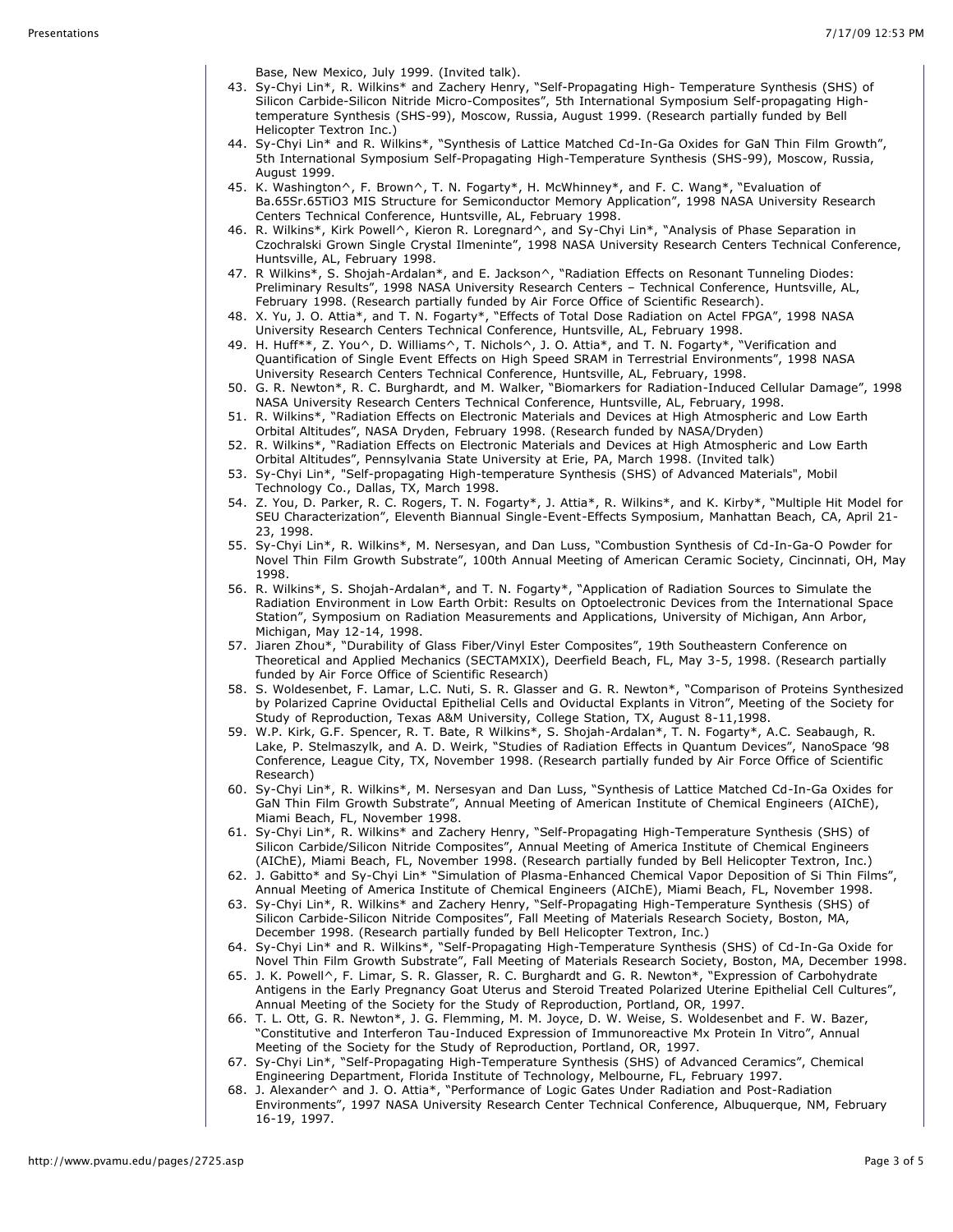Base, New Mexico, July 1999. (Invited talk).

43. Sy-Chyi Lin*, R. Wilkins* and Zachery Henry, "Self-Propagating High- Temperature Synthesis (SHS) of Silicon Carbide-Silicon Nitride Micro-Composites", 5th International Symposium Self-propagating High-temperature Synthesis (SHS-99), Moscow, Russia, August 1999. (Research partially funded by Bell Helicopter Textron Inc.)
44. Sy-Chyi Lin* and R. Wilkins*, "Synthesis of Lattice Matched Cd-In-Ga Oxides for GaN Thin Film Growth", 5th International Symposium Self-Propagating High-Temperature Synthesis (SHS-99), Moscow, Russia, August 1999.
45. K. Washington^, F. Brown^, T. N. Fogarty*, H. McWhinney*, and F. C. Wang*, "Evaluation of Ba.65Sr.65TiO3 MIS Structure for Semiconductor Memory Application", 1998 NASA University Research Centers Technical Conference, Huntsville, AL, February 1998.
46. R. Wilkins*, Kirk Powell^, Kieron R. Loregnard^, and Sy-Chyi Lin*, "Analysis of Phase Separation in Czochralski Grown Single Crystal Ilmeninte", 1998 NASA University Research Centers Technical Conference, Huntsville, AL, February 1998.
47. R Wilkins*, S. Shojah-Ardalan*, and E. Jackson^, "Radiation Effects on Resonant Tunneling Diodes: Preliminary Results", 1998 NASA University Research Centers – Technical Conference, Huntsville, AL, February 1998. (Research partially funded by Air Force Office of Scientific Research).
48. X. Yu, J. O. Attia*, and T. N. Fogarty*, "Effects of Total Dose Radiation on Actel FPGA", 1998 NASA University Research Centers Technical Conference, Huntsville, AL, February 1998.
49. H. Huff**, Z. You^, D. Williams^, T. Nichols^, J. O. Attia*, and T. N. Fogarty*, "Verification and Quantification of Single Event Effects on High Speed SRAM in Terrestrial Environments", 1998 NASA University Research Centers Technical Conference, Huntsville, AL, February, 1998.
50. G. R. Newton*, R. C. Burghardt, and M. Walker, "Biomarkers for Radiation-Induced Cellular Damage", 1998 NASA University Research Centers Technical Conference, Huntsville, AL, February, 1998.
51. R. Wilkins*, "Radiation Effects on Electronic Materials and Devices at High Atmospheric and Low Earth Orbital Altitudes", NASA Dryden, February 1998. (Research funded by NASA/Dryden)
52. R. Wilkins*, "Radiation Effects on Electronic Materials and Devices at High Atmospheric and Low Earth Orbital Altitudes", Pennsylvania State University at Erie, PA, March 1998. (Invited talk)
53. Sy-Chyi Lin*, "Self-propagating High-temperature Synthesis (SHS) of Advanced Materials", Mobil Technology Co., Dallas, TX, March 1998.
54. Z. You, D. Parker, R. C. Rogers, T. N. Fogarty*, J. Attia*, R. Wilkins*, and K. Kirby*, "Multiple Hit Model for SEU Characterization", Eleventh Biannual Single-Event-Effects Symposium, Manhattan Beach, CA, April 21-23, 1998.
55. Sy-Chyi Lin*, R. Wilkins*, M. Nersesyan, and Dan Luss, "Combustion Synthesis of Cd-In-Ga-O Powder for Novel Thin Film Growth Substrate", 100th Annual Meeting of American Ceramic Society, Cincinnati, OH, May 1998.
56. R. Wilkins*, S. Shojah-Ardalan*, and T. N. Fogarty*, "Application of Radiation Sources to Simulate the Radiation Environment in Low Earth Orbit: Results on Optoelectronic Devices from the International Space Station", Symposium on Radiation Measurements and Applications, University of Michigan, Ann Arbor, Michigan, May 12-14, 1998.
57. Jiaren Zhou*, "Durability of Glass Fiber/Vinyl Ester Composites", 19th Southeastern Conference on Theoretical and Applied Mechanics (SECTAMXIX), Deerfield Beach, FL, May 3-5, 1998. (Research partially funded by Air Force Office of Scientific Research)
58. S. Woldesenbet, F. Lamar, L.C. Nuti, S. R. Glasser and G. R. Newton*, "Comparison of Proteins Synthesized by Polarized Caprine Oviductal Epithelial Cells and Oviductal Explants in Vitron", Meeting of the Society for Study of Reproduction, Texas A&M University, College Station, TX, August 8-11,1998.
59. W.P. Kirk, G.F. Spencer, R. T. Bate, R Wilkins*, S. Shojah-Ardalan*, T. N. Fogarty*, A.C. Seabaugh, R. Lake, P. Stelmaszylk, and A. D. Weirk, "Studies of Radiation Effects in Quantum Devices", NanoSpace '98 Conference, League City, TX, November 1998. (Research partially funded by Air Force Office of Scientific Research)
60. Sy-Chyi Lin*, R. Wilkins*, M. Nersesyan and Dan Luss, "Synthesis of Lattice Matched Cd-In-Ga Oxides for GaN Thin Film Growth Substrate", Annual Meeting of American Institute of Chemical Engineers (AIChE), Miami Beach, FL, November 1998.
61. Sy-Chyi Lin*, R. Wilkins* and Zachery Henry, "Self-Propagating High-Temperature Synthesis (SHS) of Silicon Carbide/Silicon Nitride Composites", Annual Meeting of America Institute of Chemical Engineers (AIChE), Miami Beach, FL, November 1998. (Research partially funded by Bell Helicopter Textron, Inc.)
62. J. Gabitto* and Sy-Chyi Lin* "Simulation of Plasma-Enhanced Chemical Vapor Deposition of Si Thin Films", Annual Meeting of America Institute of Chemical Engineers (AIChE), Miami Beach, FL, November 1998.
63. Sy-Chyi Lin*, R. Wilkins* and Zachery Henry, "Self-Propagating High-Temperature Synthesis (SHS) of Silicon Carbide-Silicon Nitride Composites", Fall Meeting of Materials Research Society, Boston, MA, December 1998. (Research partially funded by Bell Helicopter Textron, Inc.)
64. Sy-Chyi Lin* and R. Wilkins*, "Self-Propagating High-Temperature Synthesis (SHS) of Cd-In-Ga Oxide for Novel Thin Film Growth Substrate", Fall Meeting of Materials Research Society, Boston, MA, December 1998.
65. J. K. Powell^, F. Limar, S. R. Glasser, R. C. Burghardt and G. R. Newton*, "Expression of Carbohydrate Antigens in the Early Pregnancy Goat Uterus and Steroid Treated Polarized Uterine Epithelial Cell Cultures", Annual Meeting of the Society for the Study of Reproduction, Portland, OR, 1997.
66. T. L. Ott, G. R. Newton*, J. G. Flemming, M. M. Joyce, D. W. Weise, S. Woldesenbet and F. W. Bazer, "Constitutive and Interferon Tau-Induced Expression of Immunoreactive Mx Protein In Vitro", Annual Meeting of the Society for the Study of Reproduction, Portland, OR, 1997.
67. Sy-Chyi Lin*, "Self-Propagating High-Temperature Synthesis (SHS) of Advanced Ceramics", Chemical Engineering Department, Florida Institute of Technology, Melbourne, FL, February 1997.
68. J. Alexander^ and J. O. Attia*, "Performance of Logic Gates Under Radiation and Post-Radiation Environments", 1997 NASA University Research Center Technical Conference, Albuquerque, NM, February 16-19, 1997.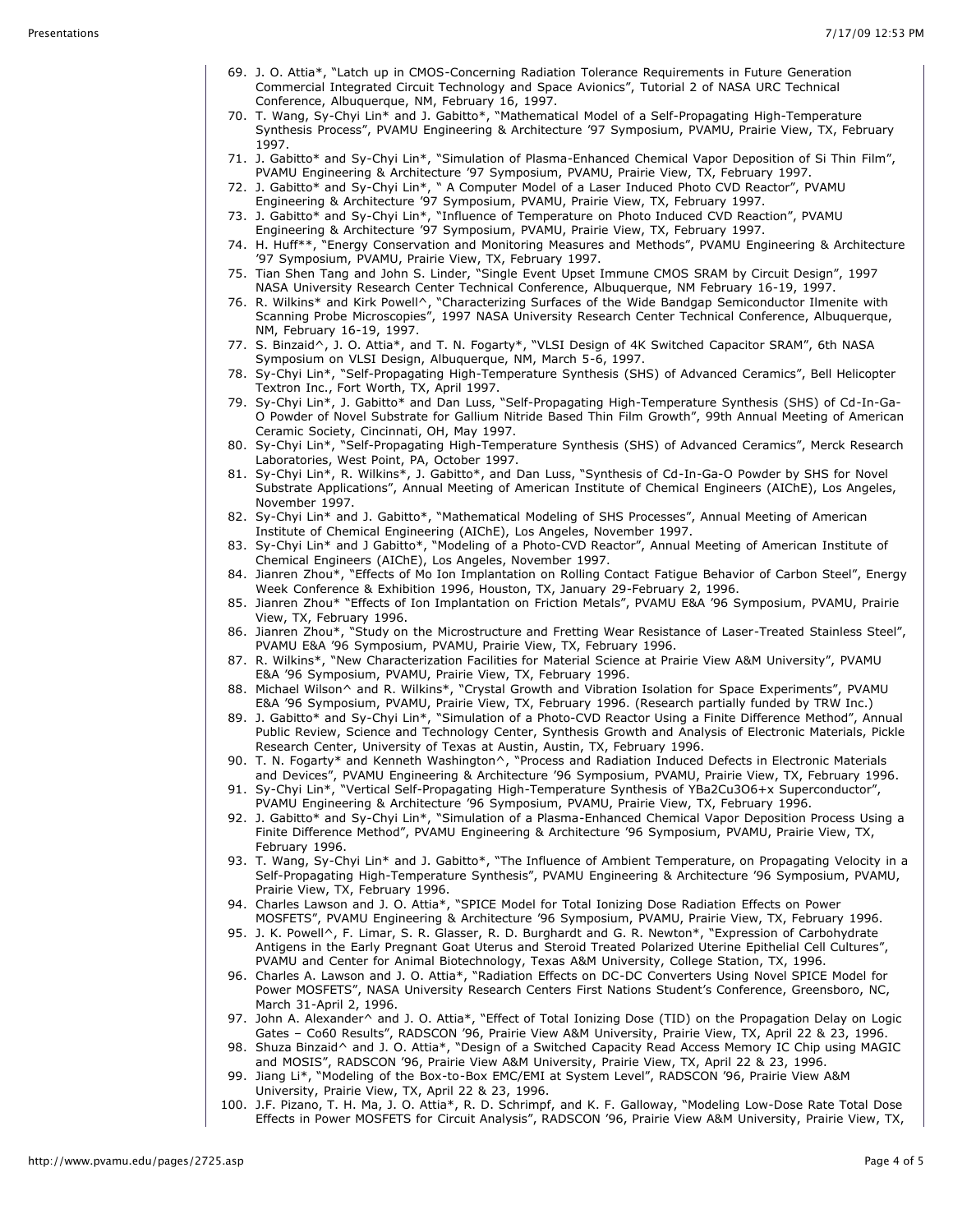69. J. O. Attia*, "Latch up in CMOS-Concerning Radiation Tolerance Requirements in Future Generation Commercial Integrated Circuit Technology and Space Avionics", Tutorial 2 of NASA URC Technical Conference, Albuquerque, NM, February 16, 1997.
70. T. Wang, Sy-Chyi Lin* and J. Gabitto*, "Mathematical Model of a Self-Propagating High-Temperature Synthesis Process", PVAMU Engineering & Architecture '97 Symposium, PVAMU, Prairie View, TX, February 1997.
71. J. Gabitto* and Sy-Chyi Lin*, "Simulation of Plasma-Enhanced Chemical Vapor Deposition of Si Thin Film", PVAMU Engineering & Architecture '97 Symposium, PVAMU, Prairie View, TX, February 1997.
72. J. Gabitto* and Sy-Chyi Lin*, " A Computer Model of a Laser Induced Photo CVD Reactor", PVAMU Engineering & Architecture '97 Symposium, PVAMU, Prairie View, TX, February 1997.
73. J. Gabitto* and Sy-Chyi Lin*, "Influence of Temperature on Photo Induced CVD Reaction", PVAMU Engineering & Architecture '97 Symposium, PVAMU, Prairie View, TX, February 1997.
74. H. Huff**, "Energy Conservation and Monitoring Measures and Methods", PVAMU Engineering & Architecture '97 Symposium, PVAMU, Prairie View, TX, February 1997.
75. Tian Shen Tang and John S. Linder, "Single Event Upset Immune CMOS SRAM by Circuit Design", 1997 NASA University Research Center Technical Conference, Albuquerque, NM February 16-19, 1997.
76. R. Wilkins* and Kirk Powell^, "Characterizing Surfaces of the Wide Bandgap Semiconductor Ilmenite with Scanning Probe Microscopies", 1997 NASA University Research Center Technical Conference, Albuquerque, NM, February 16-19, 1997.
77. S. Binzaid^, J. O. Attia*, and T. N. Fogarty*, "VLSI Design of 4K Switched Capacitor SRAM", 6th NASA Symposium on VLSI Design, Albuquerque, NM, March 5-6, 1997.
78. Sy-Chyi Lin*, "Self-Propagating High-Temperature Synthesis (SHS) of Advanced Ceramics", Bell Helicopter Textron Inc., Fort Worth, TX, April 1997.
79. Sy-Chyi Lin*, J. Gabitto* and Dan Luss, "Self-Propagating High-Temperature Synthesis (SHS) of Cd-In-Ga-O Powder of Novel Substrate for Gallium Nitride Based Thin Film Growth", 99th Annual Meeting of American Ceramic Society, Cincinnati, OH, May 1997.
80. Sy-Chyi Lin*, "Self-Propagating High-Temperature Synthesis (SHS) of Advanced Ceramics", Merck Research Laboratories, West Point, PA, October 1997.
81. Sy-Chyi Lin*, R. Wilkins*, J. Gabitto*, and Dan Luss, "Synthesis of Cd-In-Ga-O Powder by SHS for Novel Substrate Applications", Annual Meeting of American Institute of Chemical Engineers (AIChE), Los Angeles, November 1997.
82. Sy-Chyi Lin* and J. Gabitto*, "Mathematical Modeling of SHS Processes", Annual Meeting of American Institute of Chemical Engineering (AIChE), Los Angeles, November 1997.
83. Sy-Chyi Lin* and J Gabitto*, "Modeling of a Photo-CVD Reactor", Annual Meeting of American Institute of Chemical Engineers (AIChE), Los Angeles, November 1997.
84. Jianren Zhou*, "Effects of Mo Ion Implantation on Rolling Contact Fatigue Behavior of Carbon Steel", Energy Week Conference & Exhibition 1996, Houston, TX, January 29-February 2, 1996.
85. Jianren Zhou* "Effects of Ion Implantation on Friction Metals", PVAMU E&A '96 Symposium, PVAMU, Prairie View, TX, February 1996.
86. Jianren Zhou*, "Study on the Microstructure and Fretting Wear Resistance of Laser-Treated Stainless Steel", PVAMU E&A '96 Symposium, PVAMU, Prairie View, TX, February 1996.
87. R. Wilkins*, "New Characterization Facilities for Material Science at Prairie View A&M University", PVAMU E&A '96 Symposium, PVAMU, Prairie View, TX, February 1996.
88. Michael Wilson^ and R. Wilkins*, "Crystal Growth and Vibration Isolation for Space Experiments", PVAMU E&A '96 Symposium, PVAMU, Prairie View, TX, February 1996. (Research partially funded by TRW Inc.)
89. J. Gabitto* and Sy-Chyi Lin*, "Simulation of a Photo-CVD Reactor Using a Finite Difference Method", Annual Public Review, Science and Technology Center, Synthesis Growth and Analysis of Electronic Materials, Pickle Research Center, University of Texas at Austin, Austin, TX, February 1996.
90. T. N. Fogarty* and Kenneth Washington^, "Process and Radiation Induced Defects in Electronic Materials and Devices", PVAMU Engineering & Architecture '96 Symposium, PVAMU, Prairie View, TX, February 1996.
91. Sy-Chyi Lin*, "Vertical Self-Propagating High-Temperature Synthesis of $YBa_2Cu_3O_{6+x}$ Superconductor", PVAMU Engineering & Architecture '96 Symposium, PVAMU, Prairie View, TX, February 1996.
92. J. Gabitto* and Sy-Chyi Lin*, "Simulation of a Plasma-Enhanced Chemical Vapor Deposition Process Using a Finite Difference Method", PVAMU Engineering & Architecture '96 Symposium, PVAMU, Prairie View, TX, February 1996.
93. T. Wang, Sy-Chyi Lin* and J. Gabitto*, "The Influence of Ambient Temperature, on Propagating Velocity in a Self-Propagating High-Temperature Synthesis", PVAMU Engineering & Architecture '96 Symposium, PVAMU, Prairie View, TX, February 1996.
94. Charles Lawson and J. O. Attia*, "SPICE Model for Total Ionizing Dose Radiation Effects on Power MOSFETS", PVAMU Engineering & Architecture '96 Symposium, PVAMU, Prairie View, TX, February 1996.
95. J. K. Powell^, F. Limar, S. R. Glasser, R. D. Burghardt and G. R. Newton*, "Expression of Carbohydrate Antigens in the Early Pregnant Goat Uterus and Steroid Treated Polarized Uterine Epithelial Cell Cultures", PVAMU and Center for Animal Biotechnology, Texas A&M University, College Station, TX, 1996.
96. Charles A. Lawson and J. O. Attia*, "Radiation Effects on DC-DC Converters Using Novel SPICE Model for Power MOSFETs", NASA University Research Centers First Nations Student's Conference, Greensboro, NC, March 31-April 2, 1996.
97. John A. Alexander^ and J. O. Attia*, "Effect of Total Ionizing Dose (TID) on the Propagation Delay on Logic Gates – Co60 Results", RADSCON '96, Prairie View A&M University, Prairie View, TX, April 22 & 23, 1996.
98. Shuza Binzaid^ and J. O. Attia*, "Design of a Switched Capacity Read Access Memory IC Chip using MAGIC and MOSIS", RADSCON '96, Prairie View A&M University, Prairie View, TX, April 22 & 23, 1996.
99. Jiang Li*, "Modeling of the Box-to-Box EMC/EMI at System Level", RADSCON '96, Prairie View A&M University, Prairie View, TX, April 22 & 23, 1996.
100. J.F. Pizano, T. H. Ma, J. O. Attia*, R. D. Schrimpf, and K. F. Galloway, "Modeling Low-Dose Rate Total Dose Effects in Power MOSFETS for Circuit Analysis", RADSCON '96, Prairie View A&M University, Prairie View, TX,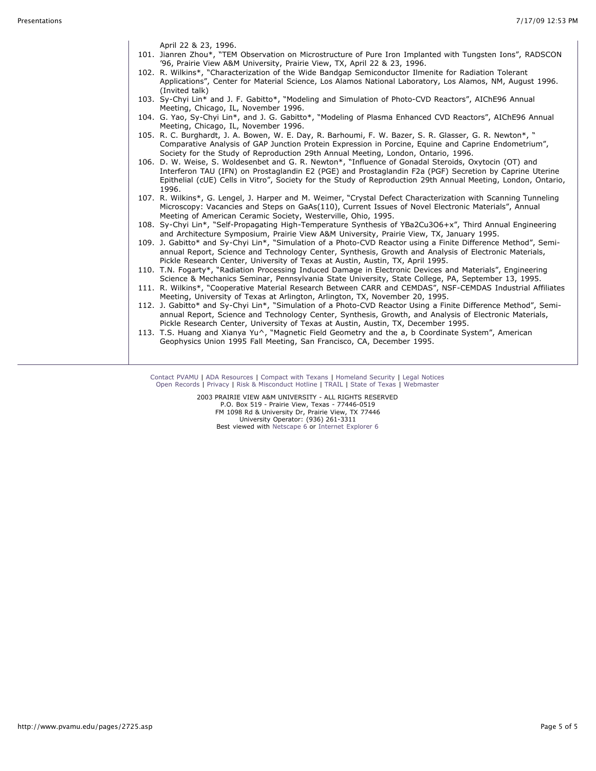April 22 & 23, 1996.

101. Jianren Zhou*, "TEM Observation on Microstructure of Pure Iron Implanted with Tungsten Ions", RADSCON '96, Prairie View A&M University, Prairie View, TX, April 22 & 23, 1996.
102. R. Wilkins*, "Characterization of the Wide Bandgap Semiconductor Ilmenite for Radiation Tolerant Applications", Center for Material Science, Los Alamos National Laboratory, Los Alamos, NM, August 1996. (Invited talk)
103. Sy-Chyi Lin* and J. F. Gabitto*, "Modeling and Simulation of Photo-CVD Reactors", AIChE96 Annual Meeting, Chicago, IL, November 1996.
104. G. Yao, Sy-Chyi Lin*, and J. G. Gabitto*, "Modeling of Plasma Enhanced CVD Reactors", AIChE96 Annual Meeting, Chicago, IL, November 1996.
105. R. C. Burghardt, J. A. Bowen, W. E. Day, R. Barhoumi, F. W. Bazer, S. R. Glasser, G. R. Newton*, " Comparative Analysis of GAP Junction Protein Expression in Porcine, Equine and Caprine Endometrium", Society for the Study of Reproduction 29th Annual Meeting, London, Ontario, 1996.
106. D. W. Weise, S. Woldesenbet and G. R. Newton*, "Influence of Gonadal Steroids, Oxytocin (OT) and Interferon TAU (IFN) on Prostaglandin E2 (PGE) and Prostaglandin F2a (PGF) Secretion by Caprine Uterine Epithelial (cUE) Cells in Vitro", Society for the Study of Reproduction 29th Annual Meeting, London, Ontario, 1996.
107. R. Wilkins*, G. Lengel, J. Harper and M. Weimer, "Crystal Defect Characterization with Scanning Tunneling Microscopy: Vacancies and Steps on GaAs(110), Current Issues of Novel Electronic Materials", Annual Meeting of American Ceramic Society, Westerville, Ohio, 1995.
108. Sy-Chyi Lin*, "Self-Propagating High-Temperature Synthesis of $YBa_2Cu_3O_{6+x}$", Third Annual Engineering and Architecture Symposium, Prairie View A&M University, Prairie View, TX, January 1995.
109. J. Gabitto* and Sy-Chyi Lin*, "Simulation of a Photo-CVD Reactor using a Finite Difference Method", Semi-annual Report, Science and Technology Center, Synthesis, Growth and Analysis of Electronic Materials, Pickle Research Center, University of Texas at Austin, Austin, TX, April 1995.
110. T.N. Fogarty*, "Radiation Processing Induced Damage in Electronic Devices and Materials", Engineering Science & Mechanics Seminar, Pennsylvania State University, State College, PA, September 13, 1995.
111. R. Wilkins*, "Cooperative Material Research Between CARR and CEMDAS", NSF-CEMDAS Industrial Affiliates Meeting, University of Texas at Arlington, Arlington, TX, November 20, 1995.
112. J. Gabitto* and Sy-Chyi Lin*, "Simulation of a Photo-CVD Reactor Using a Finite Difference Method", Semi-annual Report, Science and Technology Center, Synthesis, Growth, and Analysis of Electronic Materials, Pickle Research Center, University of Texas at Austin, Austin, TX, December 1995.
113. T.S. Huang and Xianya Yu^, "Magnetic Field Geometry and the a, b Coordinate System", American Geophysics Union 1995 Fall Meeting, San Francisco, CA, December 1995.

Contact PVAMU | ADA Resources | Compact with Texans | Homeland Security | Legal Notices
Open Records | Privacy | Risk & Misconduct Hotline | TRAIL | State of Texas | Webmaster

2003 PRAIRIE VIEW A&M UNIVERSITY - ALL RIGHTS RESERVED
P.O. Box 519 - Prairie View, Texas - 77446-0519
FM 1098 Rd & University Dr, Prairie View, TX 77446
University Operator: (936) 261-3311
Best viewed with Netscape 6 or Internet Explorer 6